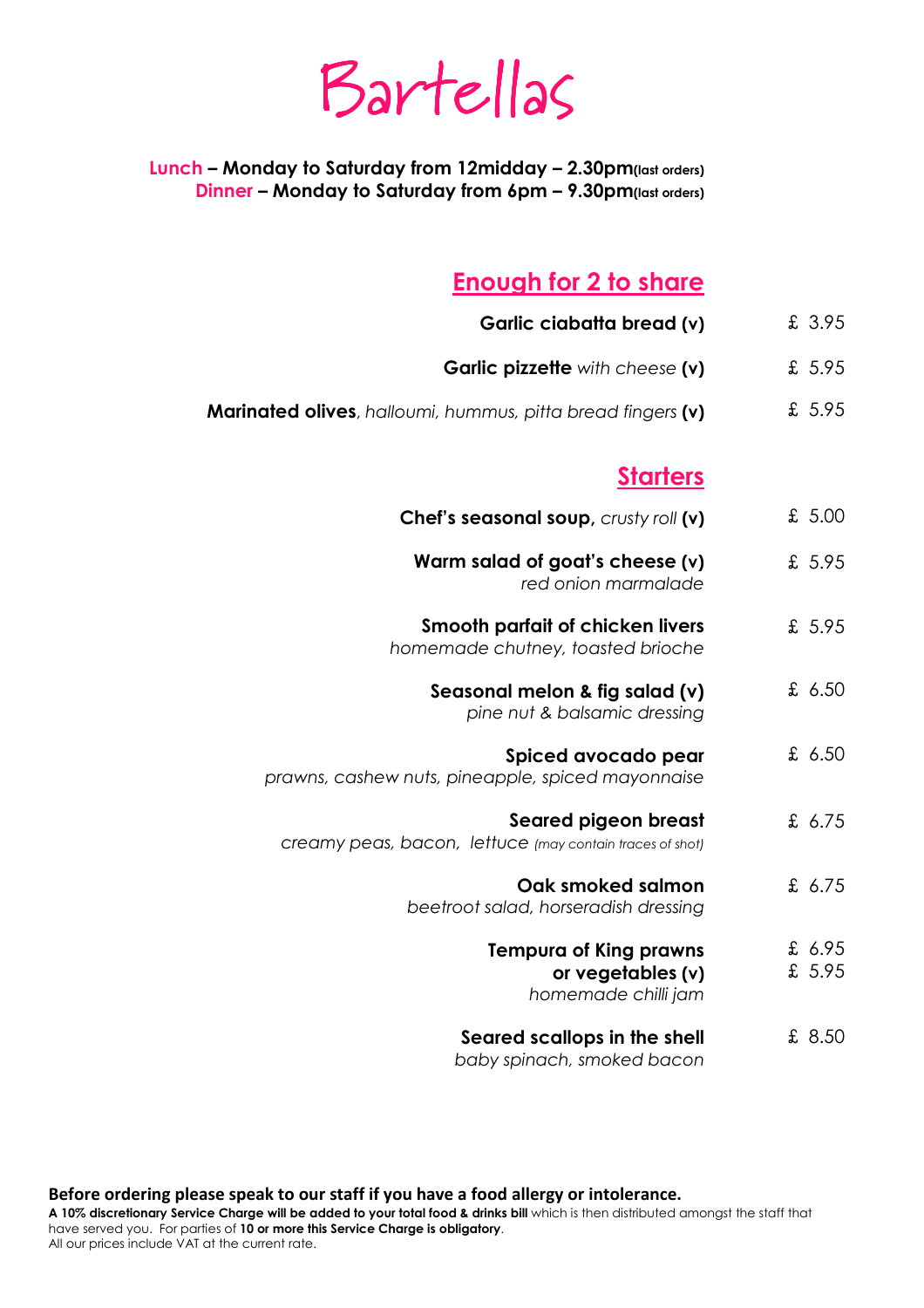# Bartellas

**Lunch – Monday to Saturday from 12midday – 2.30pm(last orders)**
**Dinner – Monday to Saturday from 6pm – 9.30pm(last orders)**

## Enough for 2 to share

| Item | Price |
|---|---|
| **Garlic ciabatta bread (v)** | £ 3.95 |
| **Garlic pizzette** *with cheese* **(v)** | £ 5.95 |
| **Marinated olives**, *halloumi, hummus, pitta bread fingers* **(v)** | £ 5.95 |

## Starters

| Item | Price |
|---|---|
| **Chef's seasonal soup,** *crusty roll* **(v)** | £ 5.00 |
| **Warm salad of goat's cheese (v)** *red onion marmalade* | £ 5.95 |
| **Smooth parfait of chicken livers** *homemade chutney, toasted brioche* | £ 5.95 |
| **Seasonal melon & fig salad (v)** *pine nut & balsamic dressing* | £ 6.50 |
| **Spiced avocado pear** *prawns, cashew nuts, pineapple, spiced mayonnaise* | £ 6.50 |
| **Seared pigeon breast** *creamy peas, bacon, lettuce (may contain traces of shot)* | £ 6.75 |
| **Oak smoked salmon** *beetroot salad, horseradish dressing* | £ 6.75 |
| **Tempura of King prawns** | £ 6.95 |
| **or vegetables (v)** *homemade chilli jam* | £ 5.95 |
| **Seared scallops in the shell** *baby spinach, smoked bacon* | £ 8.50 |

**Before ordering please speak to our staff if you have a food allergy or intolerance.**
**A 10% discretionary Service Charge will be added to your total food & drinks bill** which is then distributed amongst the staff that have served you. For parties of **10 or more this Service Charge is obligatory**.
All our prices include VAT at the current rate.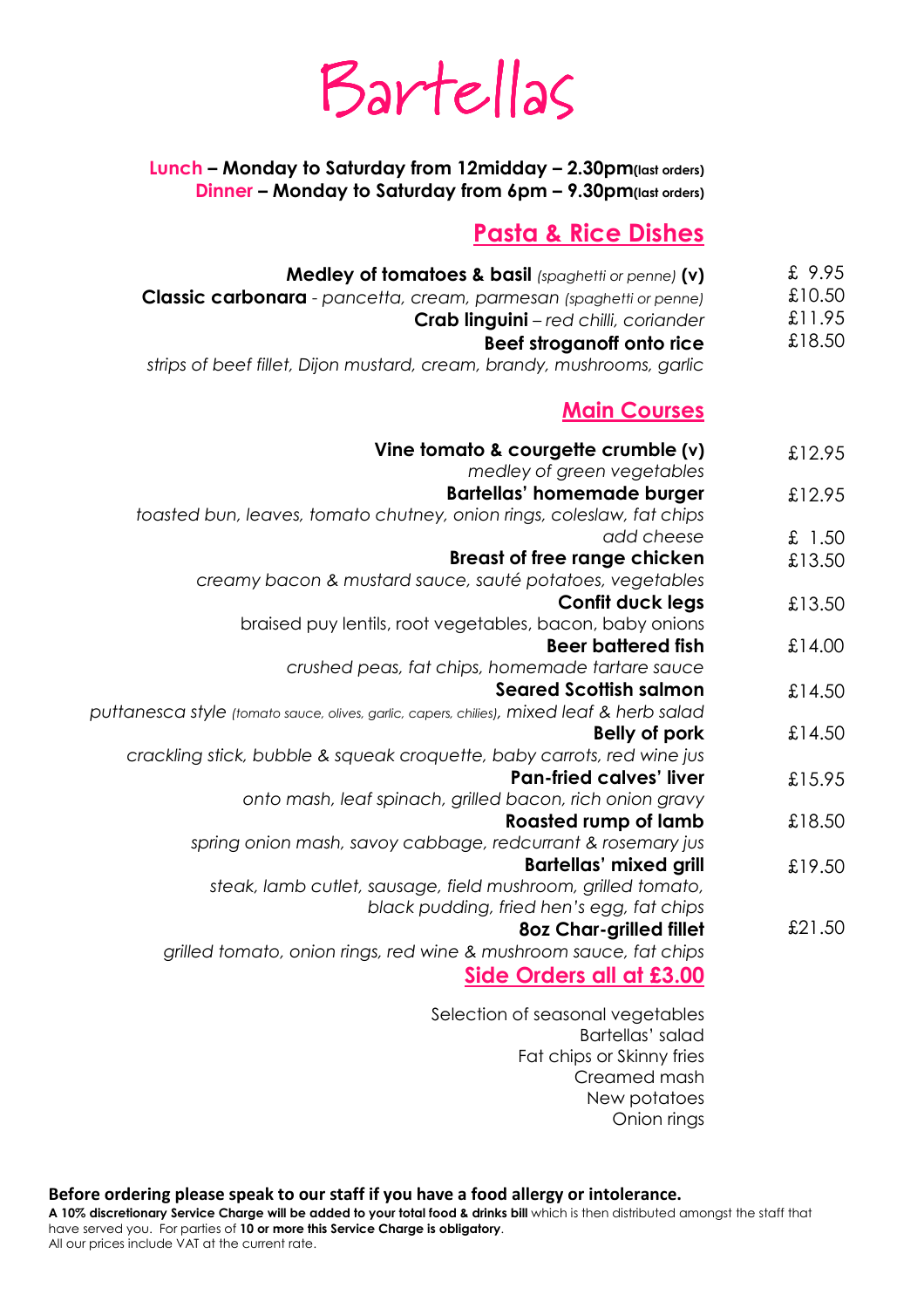# Bartellas

**Lunch – Monday to Saturday from 12midday – 2.30pm(last orders)**
**Dinner – Monday to Saturday from 6pm – 9.30pm(last orders)**

## Pasta & Rice Dishes

**Medley of tomatoes & basil** *(spaghetti or penne)* **(v)** £ 9.95

**Classic carbonara** - *pancetta, cream, parmesan (spaghetti or penne)* £10.50

**Crab linguini** – *red chilli, coriander* £11.95

**Beef stroganoff onto rice** £18.50
*strips of beef fillet, Dijon mustard, cream, brandy, mushrooms, garlic*

## Main Courses

**Vine tomato & courgette crumble (v)** £12.95
*medley of green vegetables*

**Bartellas' homemade burger** £12.95
*toasted bun, leaves, tomato chutney, onion rings, coleslaw, fat chips*
*add cheese* £ 1.50

**Breast of free range chicken** £13.50
*creamy bacon & mustard sauce, sauté potatoes, vegetables*

**Confit duck legs** £13.50
*braised puy lentils, root vegetables, bacon, baby onions*

**Beer battered fish** £14.00
*crushed peas, fat chips, homemade tartare sauce*

**Seared Scottish salmon** £14.50
*puttanesca style (tomato sauce, olives, garlic, capers, chilies), mixed leaf & herb salad*

**Belly of pork** £14.50
*crackling stick, bubble & squeak croquette, baby carrots, red wine jus*

**Pan-fried calves' liver** £15.95
*onto mash, leaf spinach, grilled bacon, rich onion gravy*

**Roasted rump of lamb** £18.50
*spring onion mash, savoy cabbage, redcurrant & rosemary jus*

**Bartellas' mixed grill** £19.50
*steak, lamb cutlet, sausage, field mushroom, grilled tomato, black pudding, fried hen's egg, fat chips*

**8oz Char-grilled fillet** £21.50
*grilled tomato, onion rings, red wine & mushroom sauce, fat chips*

## Side Orders all at £3.00

Selection of seasonal vegetables
Bartellas' salad
Fat chips or Skinny fries
Creamed mash
New potatoes
Onion rings

**Before ordering please speak to our staff if you have a food allergy or intolerance.**

**A 10% discretionary Service Charge will be added to your total food & drinks bill** which is then distributed amongst the staff that have served you. For parties of **10 or more this Service Charge is obligatory**.
All our prices include VAT at the current rate.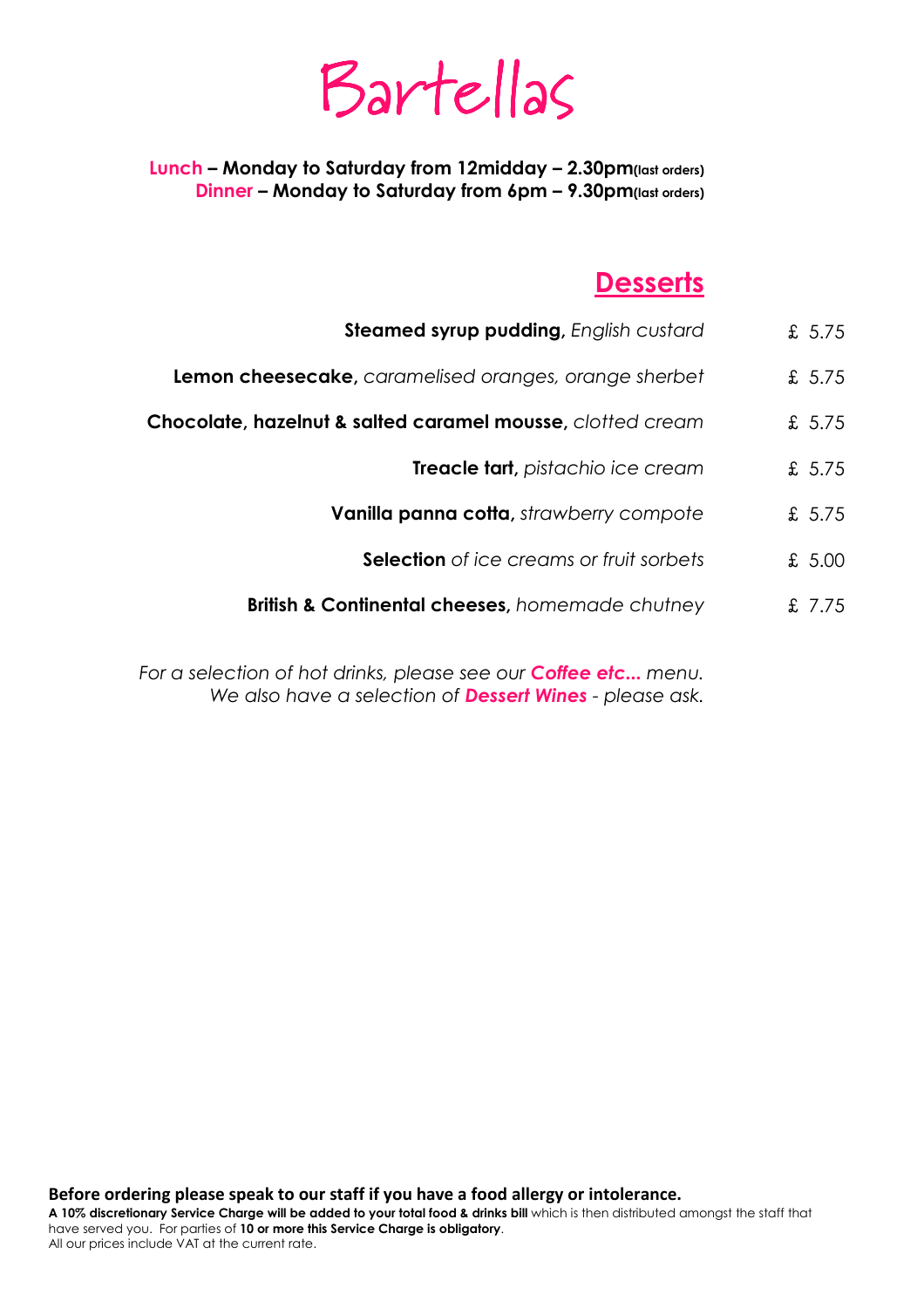# Bartellas

**Lunch – Monday to Saturday from 12midday – 2.30pm**(last orders)
**Dinner – Monday to Saturday from 6pm – 9.30pm**(last orders)

## Desserts

| | |
|---|---|
| **Steamed syrup pudding,** *English custard* | £ 5.75 |
| **Lemon cheesecake,** *caramelised oranges, orange sherbet* | £ 5.75 |
| **Chocolate, hazelnut & salted caramel mousse,** *clotted cream* | £ 5.75 |
| **Treacle tart,** *pistachio ice cream* | £ 5.75 |
| **Vanilla panna cotta,** *strawberry compote* | £ 5.75 |
| **Selection** *of ice creams or fruit sorbets* | £ 5.00 |
| **British & Continental cheeses,** *homemade chutney* | £ 7.75 |

*For a selection of hot drinks, please see our **Coffee etc...** menu.*
*We also have a selection of **Dessert Wines** - please ask.*

**Before ordering please speak to our staff if you have a food allergy or intolerance.**
**A 10% discretionary Service Charge will be added to your total food & drinks bill** which is then distributed amongst the staff that have served you. For parties of **10 or more this Service Charge is obligatory**.
All our prices include VAT at the current rate.